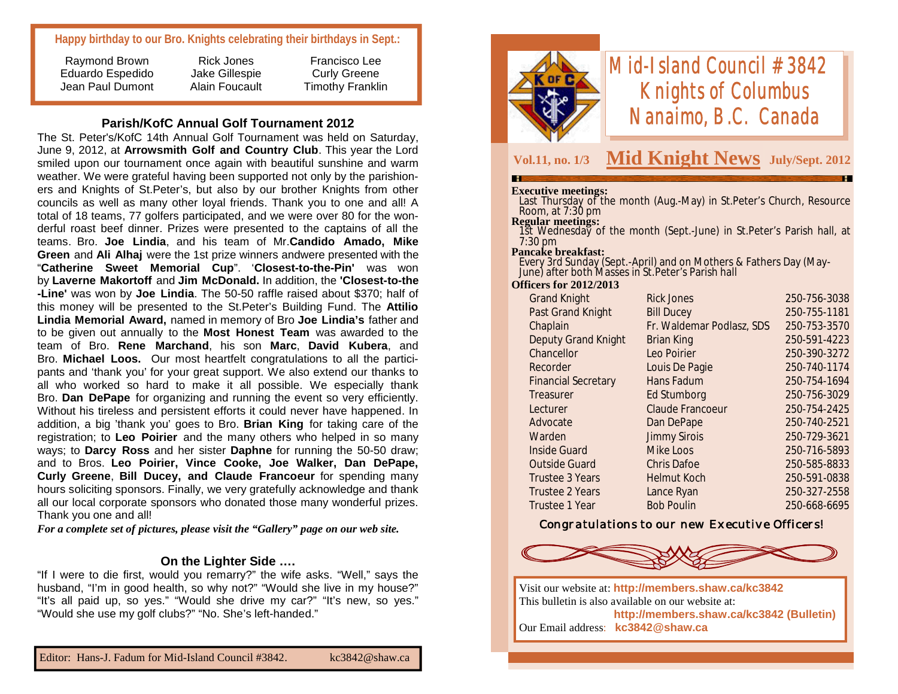**Happy birthday to our Bro. Knights celebrating their birthdays in Sept.:**

| | | |
|---|---|---|
| Raymond Brown | Rick Jones | Francisco Lee |
| Eduardo Espedido | Jake Gillespie | Curly Greene |
| Jean Paul Dumont | Alain Foucault | Timothy Franklin |

### Parish/KofC Annual Golf Tournament 2012

The St. Peter's/KofC 14th Annual Golf Tournament was held on Saturday, June 9, 2012, at **Arrowsmith Golf and Country Club**. This year the Lord smiled upon our tournament once again with beautiful sunshine and warm weather. We were grateful having been supported not only by the parishioners and Knights of St.Peter's, but also by our brother Knights from other councils as well as many other loyal friends. Thank you to one and all! A total of 18 teams, 77 golfers participated, and we were over 80 for the wonderful roast beef dinner. Prizes were presented to the captains of all the teams. Bro. **Joe Lindia**, and his team of Mr.**Candido Amado, Mike Green** and **Ali Alhaj** were the 1st prize winners andwere presented with the "**Catherine Sweet Memorial Cup**". '**Closest-to-the-Pin'** was won by **Laverne Makortoff** and **Jim McDonald.** In addition, the **'Closest-to-the -Line'** was won by **Joe Lindia**. The 50-50 raffle raised about $370; half of this money will be presented to the St.Peter's Building Fund. The **Attilio Lindia Memorial Award,** named in memory of Bro **Joe Lindia's** father and to be given out annually to the **Most Honest Team** was awarded to the team of Bro. **Rene Marchand**, his son **Marc**, **David Kubera**, and Bro. **Michael Loos.** Our most heartfelt congratulations to all the participants and 'thank you' for your great support. We also extend our thanks to all who worked so hard to make it all possible. We especially thank Bro. **Dan DePape** for organizing and running the event so very efficiently. Without his tireless and persistent efforts it could never have happened. In addition, a big 'thank you' goes to Bro. **Brian King** for taking care of the registration; to **Leo Poirier** and the many others who helped in so many ways; to **Darcy Ross** and her sister **Daphne** for running the 50-50 draw; and to Bros. **Leo Poirier, Vince Cooke, Joe Walker, Dan DePape, Curly Greene**, **Bill Ducey, and Claude Francoeur** for spending many hours soliciting sponsors. Finally, we very gratefully acknowledge and thank all our local corporate sponsors who donated those many wonderful prizes. Thank you one and all!

***For a complete set of pictures, please visit the "Gallery" page on our web site.***

### On the Lighter Side ….

"If I were to die first, would you remarry?" the wife asks. "Well," says the husband, "I'm in good health, so why not?" "Would she live in my house?" "It's all paid up, so yes." "Would she drive my car?" "It's new, so yes." "Would she use my golf clubs?" "No. She's left-handed."

Editor: Hans-J. Fadum for Mid-Island Council #3842. kc3842@shaw.ca

# Mid-Island Council #3842 Knights of Columbus Nanaimo, B.C. Canada

**Vol.11, no. 1/3** **Mid Knight News** **July/Sept. 2012**

**Executive meetings:**
Last Thursday of the month (Aug.-May) in St.Peter's Church, Resource Room, at 7:30 pm

**Regular meetings:**
1st Wednesday of the month (Sept.-June) in St.Peter's Parish hall, at 7:30 pm

**Pancake breakfast:**
Every 3rd Sunday (Sept.-April) and on Mothers & Fathers Day (May-June) after both Masses in St.Peter's Parish hall

**Officers for 2012/2013**

| | | |
|---|---|---|
| Grand Knight | Rick Jones | 250-756-3038 |
| Past Grand Knight | Bill Ducey | 250-755-1181 |
| Chaplain | Fr. Waldemar Podlasz, SDS | 250-753-3570 |
| Deputy Grand Knight | Brian King | 250-591-4223 |
| Chancellor | Leo Poirier | 250-390-3272 |
| Recorder | Louis De Pagie | 250-740-1174 |
| Financial Secretary | Hans Fadum | 250-754-1694 |
| Treasurer | Ed Stumborg | 250-756-3029 |
| Lecturer | Claude Francoeur | 250-754-2425 |
| Advocate | Dan DePape | 250-740-2521 |
| Warden | Jimmy Sirois | 250-729-3621 |
| Inside Guard | Mike Loos | 250-716-5893 |
| Outside Guard | Chris Dafoe | 250-585-8833 |
| Trustee 3 Years | Helmut Koch | 250-591-0838 |
| Trustee 2 Years | Lance Ryan | 250-327-2558 |
| Trustee 1 Year | Bob Poulin | 250-668-6695 |

*Congratulations to our new Executive Officers!*

Visit our website at: **http://members.shaw.ca/kc3842**
This bulletin is also available on our website at:
**http://members.shaw.ca/kc3842 (Bulletin)**
Our Email address: **kc3842@shaw.ca**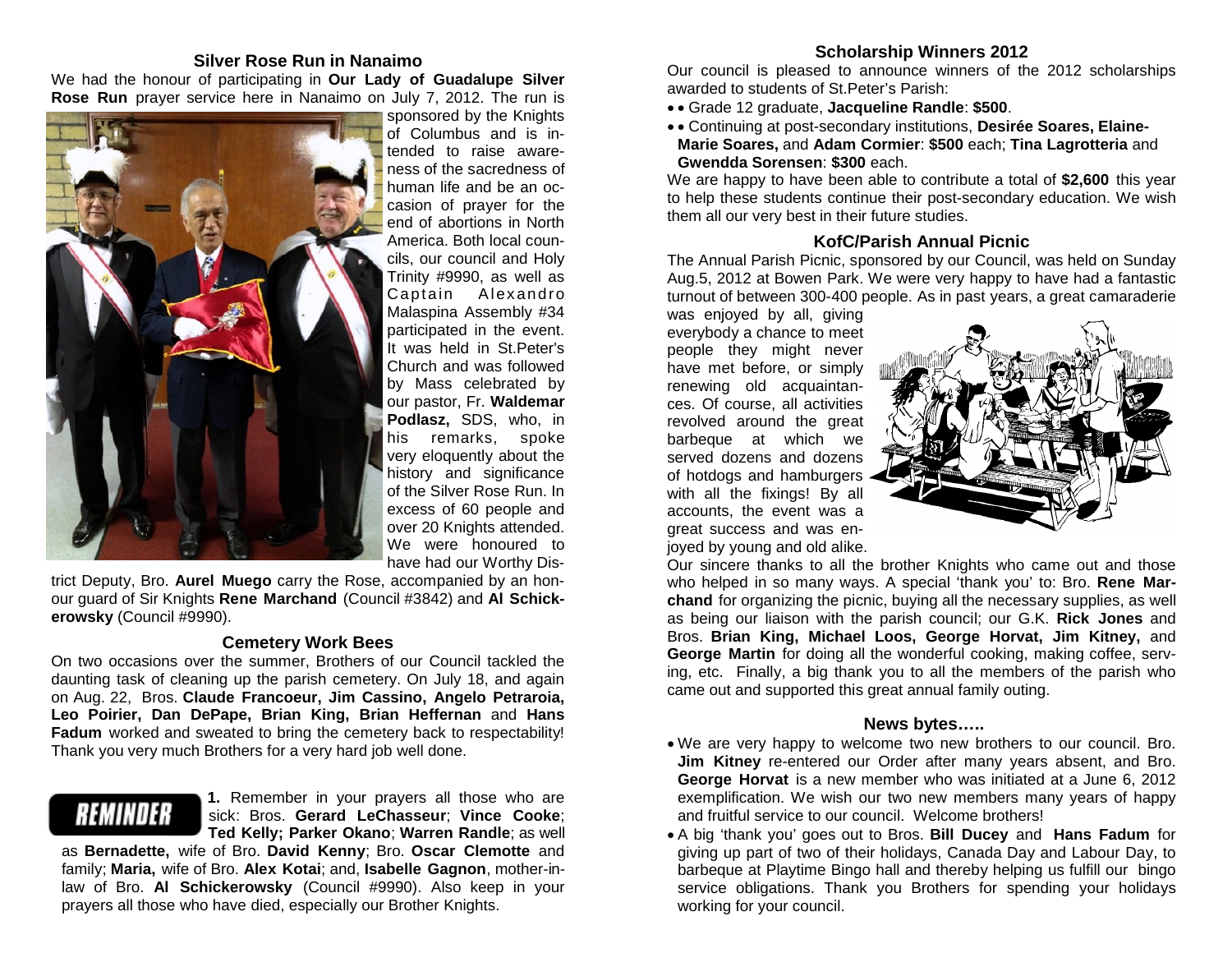## Silver Rose Run in Nanaimo

We had the honour of participating in **Our Lady of Guadalupe Silver Rose Run** prayer service here in Nanaimo on July 7, 2012. The run is sponsored by the Knights of Columbus and is intended to raise awareness of the sacredness of human life and be an occasion of prayer for the end of abortions in North America. Both local councils, our council and Holy Trinity #9990, as well as Captain Alexandro Malaspina Assembly #34 participated in the event. It was held in St.Peter's Church and was followed by Mass celebrated by our pastor, Fr. **Waldemar Podlasz,** SDS, who, in his remarks, spoke very eloquently about the history and significance of the Silver Rose Run. In excess of 60 people and over 20 Knights attended. We were honoured to have had our Worthy District Deputy, Bro. **Aurel Muego** carry the Rose, accompanied by an honour guard of Sir Knights **Rene Marchand** (Council #3842) and **Al Schickerowsky** (Council #9990).

## Cemetery Work Bees

On two occasions over the summer, Brothers of our Council tackled the daunting task of cleaning up the parish cemetery. On July 18, and again on Aug. 22, Bros. **Claude Francoeur, Jim Cassino, Angelo Petraroia, Leo Poirier, Dan DePape, Brian King, Brian Heffernan** and **Hans Fadum** worked and sweated to bring the cemetery back to respectability! Thank you very much Brothers for a very hard job well done.

**REMINDER**

**1.** Remember in your prayers all those who are sick: Bros. **Gerard LeChasseur**; **Vince Cooke**; **Ted Kelly; Parker Okano**; **Warren Randle**; as well as **Bernadette,** wife of Bro. **David Kenny**; Bro. **Oscar Clemotte** and family; **Maria,** wife of Bro. **Alex Kotai**; and, **Isabelle Gagnon**, mother-in-law of Bro. **Al Schickerowsky** (Council #9990). Also keep in your prayers all those who have died, especially our Brother Knights.

## Scholarship Winners 2012

Our council is pleased to announce winners of the 2012 scholarships awarded to students of St.Peter's Parish:

- Grade 12 graduate, **Jacqueline Randle**: **$500**.
- Continuing at post-secondary institutions, **Desirée Soares, Elaine-Marie Soares,** and **Adam Cormier**: **$500** each; **Tina Lagrotteria** and **Gwendda Sorensen**: **$300** each.

We are happy to have been able to contribute a total of **$2,600** this year to help these students continue their post-secondary education. We wish them all our very best in their future studies.

## KofC/Parish Annual Picnic

The Annual Parish Picnic, sponsored by our Council, was held on Sunday Aug.5, 2012 at Bowen Park. We were very happy to have had a fantastic turnout of between 300-400 people. As in past years, a great camaraderie was enjoyed by all, giving everybody a chance to meet people they might never have met before, or simply renewing old acquaintances. Of course, all activities revolved around the great barbeque at which we served dozens and dozens of hotdogs and hamburgers with all the fixings! By all accounts, the event was a great success and was enjoyed by young and old alike.

Our sincere thanks to all the brother Knights who came out and those who helped in so many ways. A special 'thank you' to: Bro. **Rene Marchand** for organizing the picnic, buying all the necessary supplies, as well as being our liaison with the parish council; our G.K. **Rick Jones** and Bros. **Brian King, Michael Loos, George Horvat, Jim Kitney,** and **George Martin** for doing all the wonderful cooking, making coffee, serving, etc. Finally, a big thank you to all the members of the parish who came out and supported this great annual family outing.

## News bytes…..

- We are very happy to welcome two new brothers to our council. Bro. **Jim Kitney** re-entered our Order after many years absent, and Bro. **George Horvat** is a new member who was initiated at a June 6, 2012 exemplification. We wish our two new members many years of happy and fruitful service to our council. Welcome brothers!
- A big 'thank you' goes out to Bros. **Bill Ducey** and **Hans Fadum** for giving up part of two of their holidays, Canada Day and Labour Day, to barbeque at Playtime Bingo hall and thereby helping us fulfill our bingo service obligations. Thank you Brothers for spending your holidays working for your council.